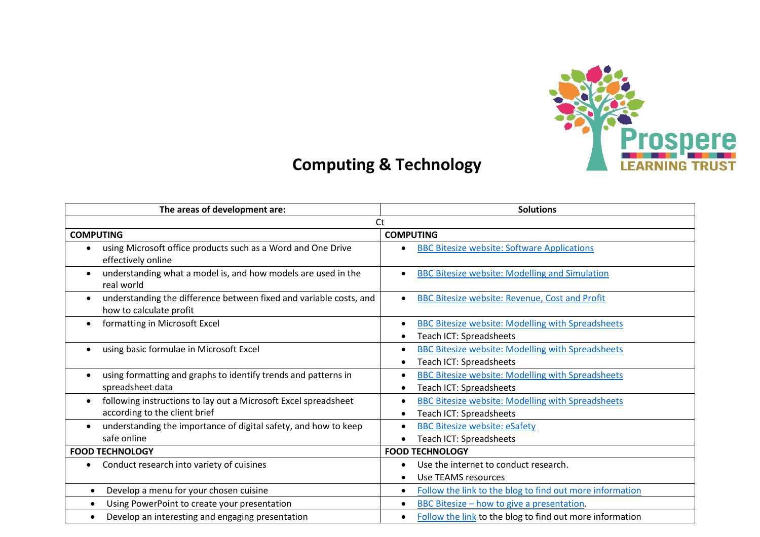# Computing & Technology

| The areas of development are: | Solutions |
|---|---|
| Ct | |
| **COMPUTING** | **COMPUTING** |
| • using Microsoft office products such as a Word and One Drive effectively online | • BBC Bitesize website: Software Applications |
| • understanding what a model is, and how models are used in the real world | • BBC Bitesize website: Modelling and Simulation |
| • understanding the difference between fixed and variable costs, and how to calculate profit | • BBC Bitesize website: Revenue, Cost and Profit |
| • formatting in Microsoft Excel | • BBC Bitesize website: Modelling with Spreadsheets<br>• Teach ICT: Spreadsheets |
| • using basic formulae in Microsoft Excel | • BBC Bitesize website: Modelling with Spreadsheets<br>• Teach ICT: Spreadsheets |
| • using formatting and graphs to identify trends and patterns in spreadsheet data | • BBC Bitesize website: Modelling with Spreadsheets<br>• Teach ICT: Spreadsheets |
| • following instructions to lay out a Microsoft Excel spreadsheet according to the client brief | • BBC Bitesize website: Modelling with Spreadsheets<br>• Teach ICT: Spreadsheets |
| • understanding the importance of digital safety, and how to keep safe online | • BBC Bitesize website: eSafety<br>• Teach ICT: Spreadsheets |
| **FOOD TECHNOLOGY** | **FOOD TECHNOLOGY** |
| • Conduct research into variety of cuisines | • Use the internet to conduct research.<br>• Use TEAMS resources |
| • Develop a menu for your chosen cuisine | • Follow the link to the blog to find out more information |
| • Using PowerPoint to create your presentation | • BBC Bitesize – how to give a presentation. |
| • Develop an interesting and engaging presentation | • Follow the link to the blog to find out more information |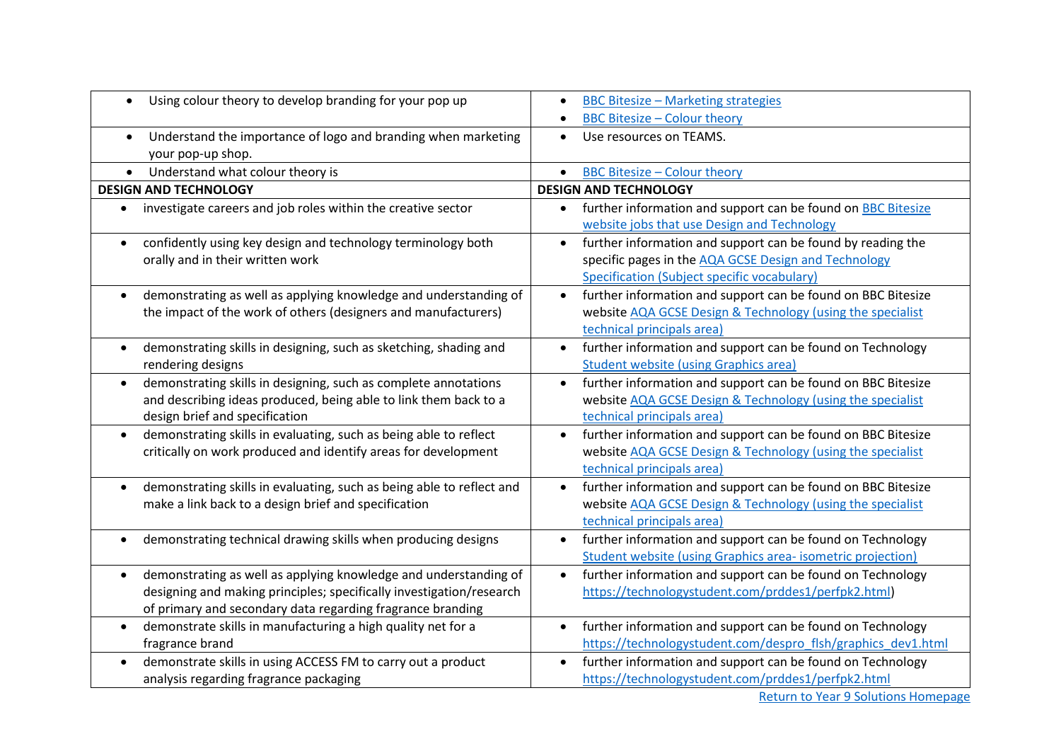| | |
|---|---|
| • Using colour theory to develop branding for your pop up | • BBC Bitesize – Marketing strategies<br>• BBC Bitesize – Colour theory |
| • Understand the importance of logo and branding when marketing your pop-up shop. | • Use resources on TEAMS. |
| • Understand what colour theory is | • BBC Bitesize – Colour theory |
| **DESIGN AND TECHNOLOGY** | **DESIGN AND TECHNOLOGY** |
| • investigate careers and job roles within the creative sector | • further information and support can be found on BBC Bitesize website jobs that use Design and Technology |
| • confidently using key design and technology terminology both orally and in their written work | • further information and support can be found by reading the specific pages in the AQA GCSE Design and Technology Specification (Subject specific vocabulary) |
| • demonstrating as well as applying knowledge and understanding of the impact of the work of others (designers and manufacturers) | • further information and support can be found on BBC Bitesize website AQA GCSE Design & Technology (using the specialist technical principals area) |
| • demonstrating skills in designing, such as sketching, shading and rendering designs | • further information and support can be found on Technology Student website (using Graphics area) |
| • demonstrating skills in designing, such as complete annotations and describing ideas produced, being able to link them back to a design brief and specification | • further information and support can be found on BBC Bitesize website AQA GCSE Design & Technology (using the specialist technical principals area) |
| • demonstrating skills in evaluating, such as being able to reflect critically on work produced and identify areas for development | • further information and support can be found on BBC Bitesize website AQA GCSE Design & Technology (using the specialist technical principals area) |
| • demonstrating skills in evaluating, such as being able to reflect and make a link back to a design brief and specification | • further information and support can be found on BBC Bitesize website AQA GCSE Design & Technology (using the specialist technical principals area) |
| • demonstrating technical drawing skills when producing designs | • further information and support can be found on Technology Student website (using Graphics area- isometric projection) |
| • demonstrating as well as applying knowledge and understanding of designing and making principles; specifically investigation/research of primary and secondary data regarding fragrance branding | • further information and support can be found on Technology https://technologystudent.com/prddes1/perfpk2.html) |
| • demonstrate skills in manufacturing a high quality net for a fragrance brand | • further information and support can be found on Technology https://technologystudent.com/despro_flsh/graphics_dev1.html |
| • demonstrate skills in using ACCESS FM to carry out a product analysis regarding fragrance packaging | • further information and support can be found on Technology https://technologystudent.com/prddes1/perfpk2.html |

Return to Year 9 Solutions Homepage